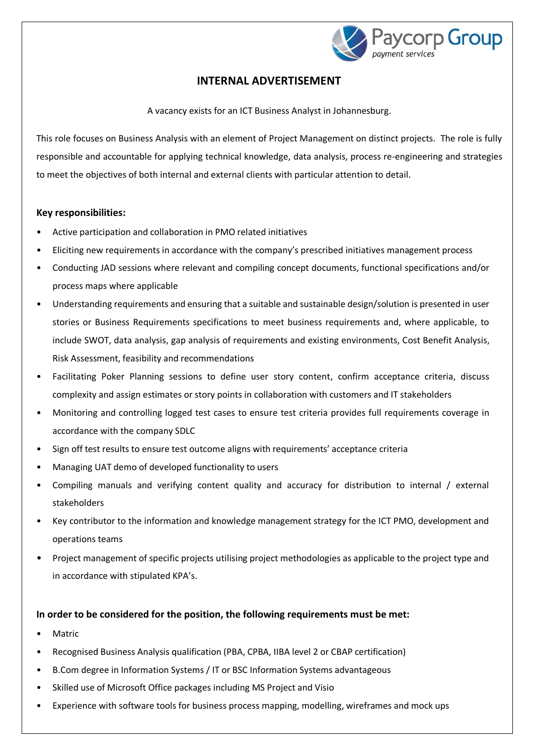# INTERNAL ADVERTISEMENT

A vacancy exists for an ICT Business Analyst in Johannesburg.

This role focuses on Business Analysis with an element of Project Management on distinct projects. The role is fully responsible and accountable for applying technical knowledge, data analysis, process re-engineering and strategies to meet the objectives of both internal and external clients with particular attention to detail.

**Key responsibilities:**

- Active participation and collaboration in PMO related initiatives
- Eliciting new requirements in accordance with the company's prescribed initiatives management process
- Conducting JAD sessions where relevant and compiling concept documents, functional specifications and/or process maps where applicable
- Understanding requirements and ensuring that a suitable and sustainable design/solution is presented in user stories or Business Requirements specifications to meet business requirements and, where applicable, to include SWOT, data analysis, gap analysis of requirements and existing environments, Cost Benefit Analysis, Risk Assessment, feasibility and recommendations
- Facilitating Poker Planning sessions to define user story content, confirm acceptance criteria, discuss complexity and assign estimates or story points in collaboration with customers and IT stakeholders
- Monitoring and controlling logged test cases to ensure test criteria provides full requirements coverage in accordance with the company SDLC
- Sign off test results to ensure test outcome aligns with requirements' acceptance criteria
- Managing UAT demo of developed functionality to users
- Compiling manuals and verifying content quality and accuracy for distribution to internal / external stakeholders
- Key contributor to the information and knowledge management strategy for the ICT PMO, development and operations teams
- Project management of specific projects utilising project methodologies as applicable to the project type and in accordance with stipulated KPA's.

**In order to be considered for the position, the following requirements must be met:**

- Matric
- Recognised Business Analysis qualification (PBA, CPBA, IIBA level 2 or CBAP certification)
- B.Com degree in Information Systems / IT or BSC Information Systems advantageous
- Skilled use of Microsoft Office packages including MS Project and Visio
- Experience with software tools for business process mapping, modelling, wireframes and mock ups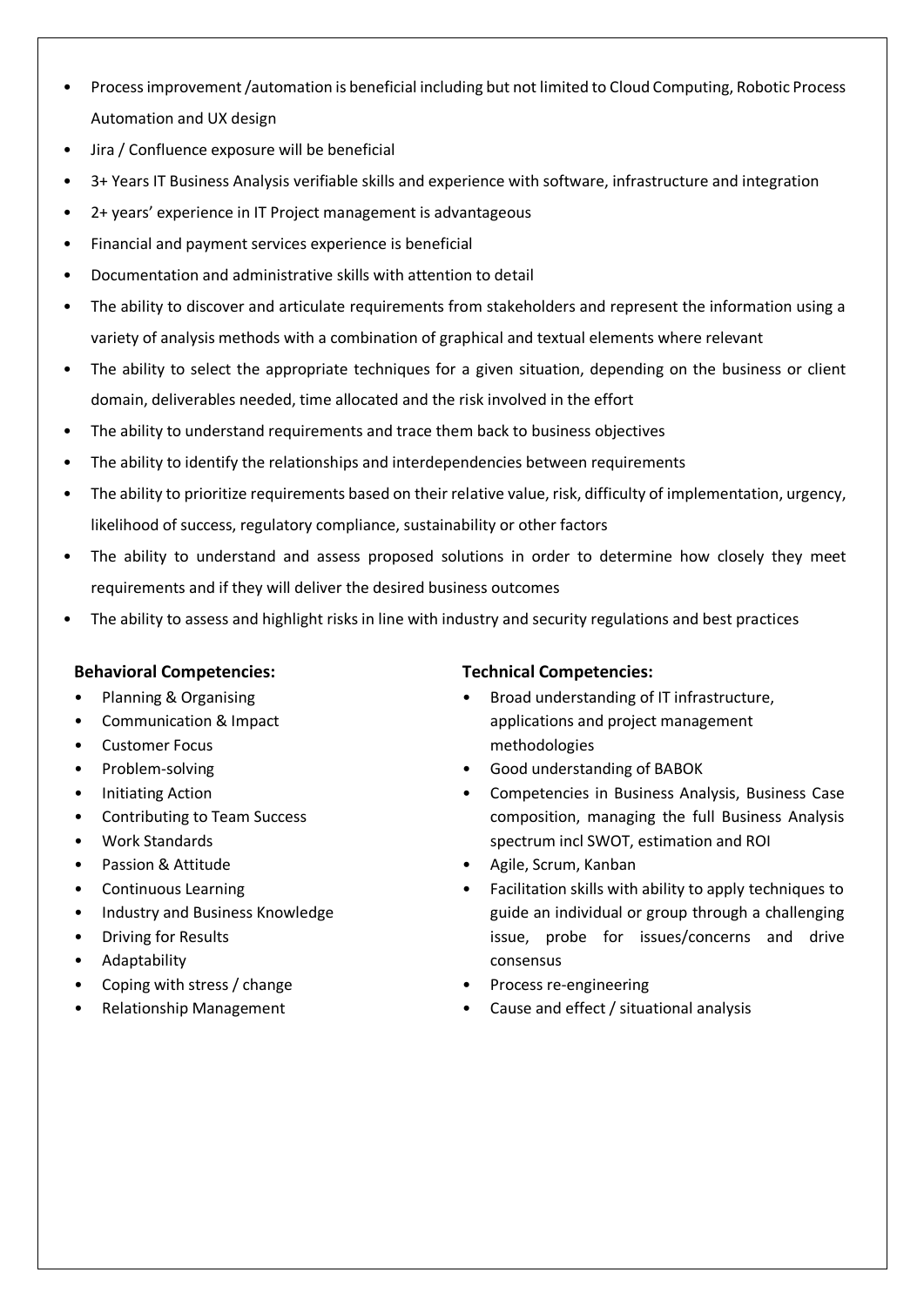- Process improvement /automation is beneficial including but not limited to Cloud Computing, Robotic Process Automation and UX design
- Jira / Confluence exposure will be beneficial
- 3+ Years IT Business Analysis verifiable skills and experience with software, infrastructure and integration
- 2+ years' experience in IT Project management is advantageous
- Financial and payment services experience is beneficial
- Documentation and administrative skills with attention to detail
- The ability to discover and articulate requirements from stakeholders and represent the information using a variety of analysis methods with a combination of graphical and textual elements where relevant
- The ability to select the appropriate techniques for a given situation, depending on the business or client domain, deliverables needed, time allocated and the risk involved in the effort
- The ability to understand requirements and trace them back to business objectives
- The ability to identify the relationships and interdependencies between requirements
- The ability to prioritize requirements based on their relative value, risk, difficulty of implementation, urgency, likelihood of success, regulatory compliance, sustainability or other factors
- The ability to understand and assess proposed solutions in order to determine how closely they meet requirements and if they will deliver the desired business outcomes
- The ability to assess and highlight risks in line with industry and security regulations and best practices

**Behavioral Competencies:**

- Planning & Organising
- Communication & Impact
- Customer Focus
- Problem-solving
- Initiating Action
- Contributing to Team Success
- Work Standards
- Passion & Attitude
- Continuous Learning
- Industry and Business Knowledge
- Driving for Results
- Adaptability
- Coping with stress / change
- Relationship Management

**Technical Competencies:**

- Broad understanding of IT infrastructure, applications and project management methodologies
- Good understanding of BABOK
- Competencies in Business Analysis, Business Case composition, managing the full Business Analysis spectrum incl SWOT, estimation and ROI
- Agile, Scrum, Kanban
- Facilitation skills with ability to apply techniques to guide an individual or group through a challenging issue, probe for issues/concerns and drive consensus
- Process re-engineering
- Cause and effect / situational analysis